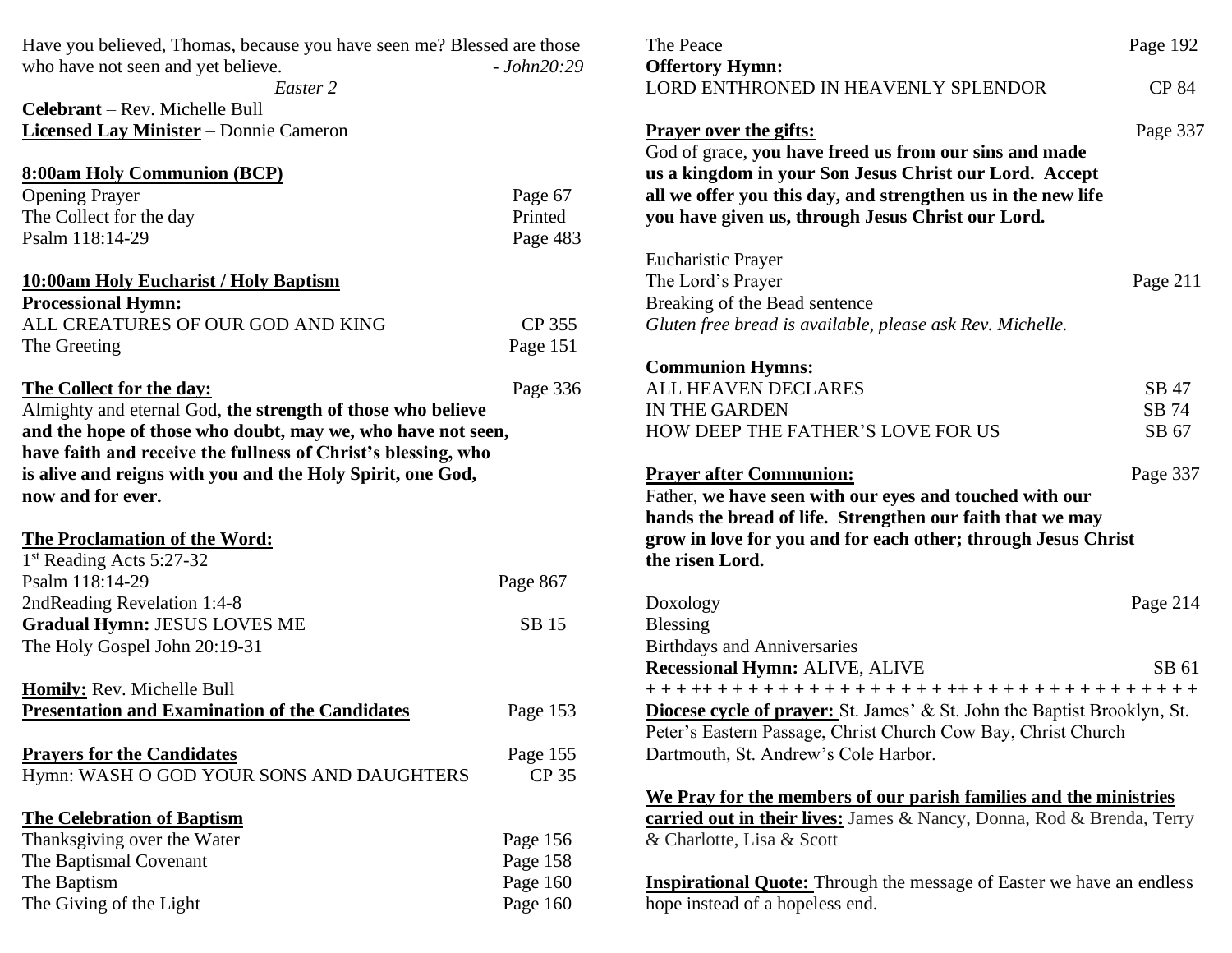Have you believed, Thomas, because you have seen me? Blessed are those who have not seen and yet believe. *- John20:29*

*Easter 2*

**Celebrant** – Rev. Michelle Bull
**Licensed Lay Minister** – Donnie Cameron

**8:00am Holy Communion (BCP)**

Opening Prayer — Page 67
The Collect for the day — Printed
Psalm 118:14-29 — Page 483

**10:00am Holy Eucharist / Holy Baptism**

**Processional Hymn:**
ALL CREATURES OF OUR GOD AND KING — CP 355
The Greeting — Page 151

**The Collect for the day:** — Page 336
Almighty and eternal God, **the strength of those who believe and the hope of those who doubt, may we, who have not seen, have faith and receive the fullness of Christ's blessing, who is alive and reigns with you and the Holy Spirit, one God, now and for ever.**

**The Proclamation of the Word:**
1st Reading Acts 5:27-32
Psalm 118:14-29 — Page 867
2ndReading Revelation 1:4-8
**Gradual Hymn:** JESUS LOVES ME — SB 15
The Holy Gospel John 20:19-31

**Homily:** Rev. Michelle Bull
**Presentation and Examination of the Candidates** — Page 153

**Prayers for the Candidates** — Page 155
Hymn: WASH O GOD YOUR SONS AND DAUGHTERS — CP 35

**The Celebration of Baptism**
Thanksgiving over the Water — Page 156
The Baptismal Covenant — Page 158
The Baptism — Page 160
The Giving of the Light — Page 160

The Peace — Page 192
**Offertory Hymn:**
LORD ENTHRONED IN HEAVENLY SPLENDOR — CP 84

**Prayer over the gifts:** — Page 337
God of grace, **you have freed us from our sins and made us a kingdom in your Son Jesus Christ our Lord. Accept all we offer you this day, and strengthen us in the new life you have given us, through Jesus Christ our Lord.**

Eucharistic Prayer
The Lord's Prayer — Page 211
Breaking of the Bead sentence
*Gluten free bread is available, please ask Rev. Michelle.*

**Communion Hymns:**
ALL HEAVEN DECLARES — SB 47
IN THE GARDEN — SB 74
HOW DEEP THE FATHER'S LOVE FOR US — SB 67

**Prayer after Communion:** — Page 337
Father, **we have seen with our eyes and touched with our hands the bread of life. Strengthen our faith that we may grow in love for you and for each other; through Jesus Christ the risen Lord.**

Doxology — Page 214
Blessing
Birthdays and Anniversaries
**Recessional Hymn:** ALIVE, ALIVE — SB 61

+ + + ++ + + + + + + + + + + + + + + + + ++ + + + + + + + + + + + + + + + +

**Diocese cycle of prayer:** St. James' & St. John the Baptist Brooklyn, St. Peter's Eastern Passage, Christ Church Cow Bay, Christ Church Dartmouth, St. Andrew's Cole Harbor.

**We Pray for the members of our parish families and the ministries carried out in their lives:** James & Nancy, Donna, Rod & Brenda, Terry & Charlotte, Lisa & Scott

**Inspirational Quote:** Through the message of Easter we have an endless hope instead of a hopeless end.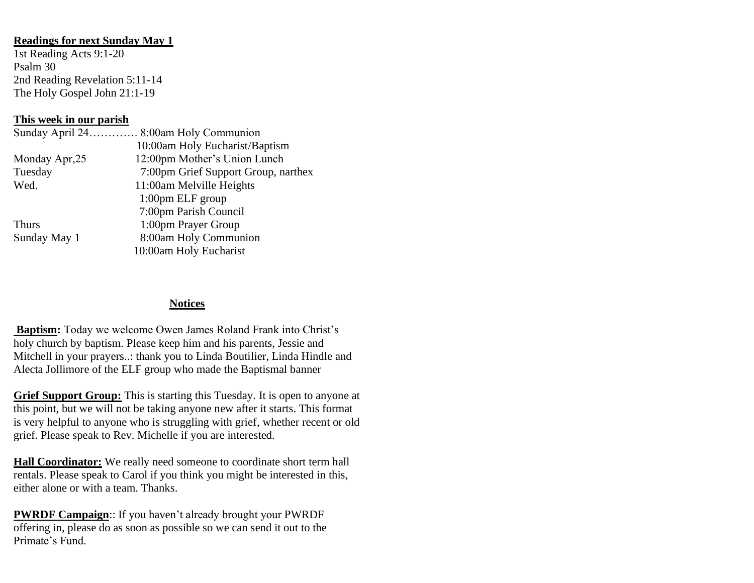**Readings for next Sunday May 1**

1st Reading Acts 9:1-20
Psalm 30
2nd Reading Revelation 5:11-14
The Holy Gospel John 21:1-19

**This week in our parish**

| | |
|---|---|
| Sunday April 24…………. | 8:00am Holy Communion |
| | 10:00am Holy Eucharist/Baptism |
| Monday Apr,25 | 12:00pm Mother's Union Lunch |
| Tuesday | 7:00pm Grief Support Group, narthex |
| Wed. | 11:00am Melville Heights |
| | 1:00pm ELF group |
| | 7:00pm Parish Council |
| Thurs | 1:00pm Prayer Group |
| Sunday May 1 | 8:00am Holy Communion |
| | 10:00am Holy Eucharist |

**Notices**

**Baptism:** Today we welcome Owen James Roland Frank into Christ's holy church by baptism. Please keep him and his parents, Jessie and Mitchell in your prayers..: thank you to Linda Boutilier, Linda Hindle and Alecta Jollimore of the ELF group who made the Baptismal banner

**Grief Support Group:** This is starting this Tuesday. It is open to anyone at this point, but we will not be taking anyone new after it starts. This format is very helpful to anyone who is struggling with grief, whether recent or old grief. Please speak to Rev. Michelle if you are interested.

**Hall Coordinator:** We really need someone to coordinate short term hall rentals. Please speak to Carol if you think you might be interested in this, either alone or with a team. Thanks.

**PWRDF Campaign**:: If you haven't already brought your PWRDF offering in, please do as soon as possible so we can send it out to the Primate's Fund.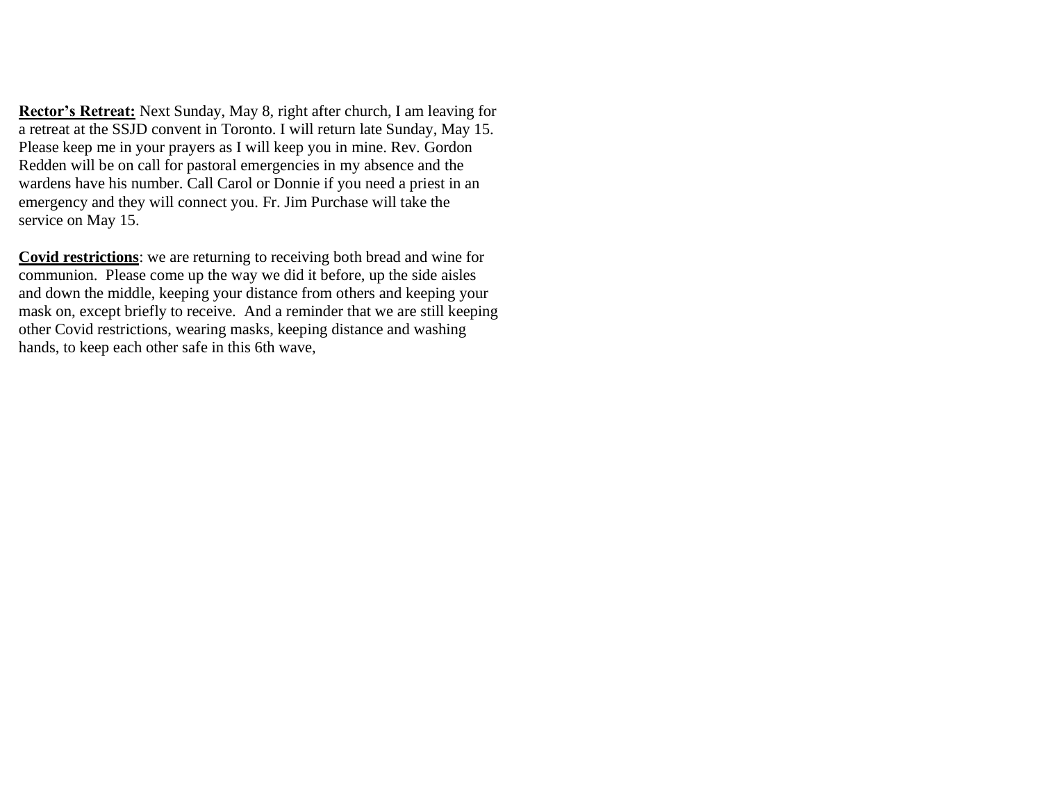**Rector's Retreat:** Next Sunday, May 8, right after church, I am leaving for a retreat at the SSJD convent in Toronto. I will return late Sunday, May 15. Please keep me in your prayers as I will keep you in mine. Rev. Gordon Redden will be on call for pastoral emergencies in my absence and the wardens have his number. Call Carol or Donnie if you need a priest in an emergency and they will connect you. Fr. Jim Purchase will take the service on May 15.

**Covid restrictions**: we are returning to receiving both bread and wine for communion. Please come up the way we did it before, up the side aisles and down the middle, keeping your distance from others and keeping your mask on, except briefly to receive. And a reminder that we are still keeping other Covid restrictions, wearing masks, keeping distance and washing hands, to keep each other safe in this 6th wave,